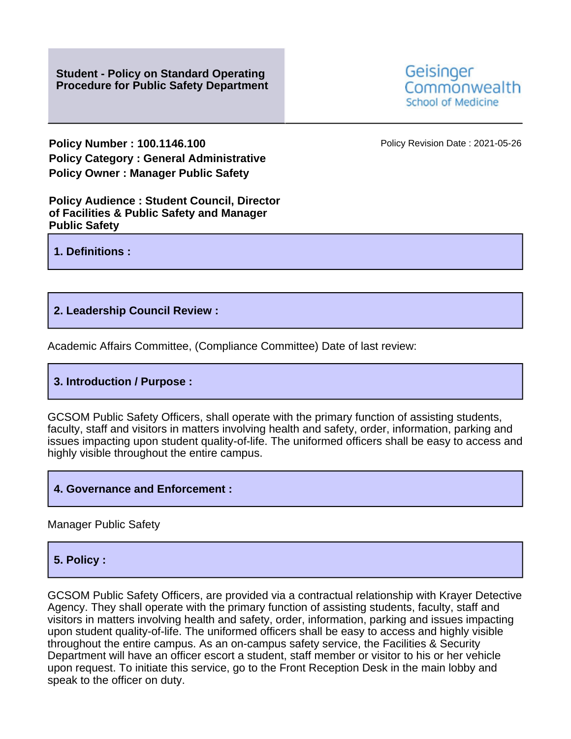# Student - Policy on Standard Operating Procedure for Public Safety Department

Geisinger Commonwealth School of Medicine

**Policy Number : 100.1146.100**

**Policy Category : General Administrative**

**Policy Owner : Manager Public Safety**

Policy Revision Date : 2021-05-26

**Policy Audience : Student Council, Director of Facilities & Public Safety and Manager Public Safety**

## 1. Definitions :

## 2. Leadership Council Review :

Academic Affairs Committee, (Compliance Committee) Date of last review:

## 3. Introduction / Purpose :

GCSOM Public Safety Officers, shall operate with the primary function of assisting students, faculty, staff and visitors in matters involving health and safety, order, information, parking and issues impacting upon student quality-of-life. The uniformed officers shall be easy to access and highly visible throughout the entire campus.

## 4. Governance and Enforcement :

Manager Public Safety

## 5. Policy :

GCSOM Public Safety Officers, are provided via a contractual relationship with Krayer Detective Agency. They shall operate with the primary function of assisting students, faculty, staff and visitors in matters involving health and safety, order, information, parking and issues impacting upon student quality-of-life. The uniformed officers shall be easy to access and highly visible throughout the entire campus. As an on-campus safety service, the Facilities & Security Department will have an officer escort a student, staff member or visitor to his or her vehicle upon request. To initiate this service, go to the Front Reception Desk in the main lobby and speak to the officer on duty.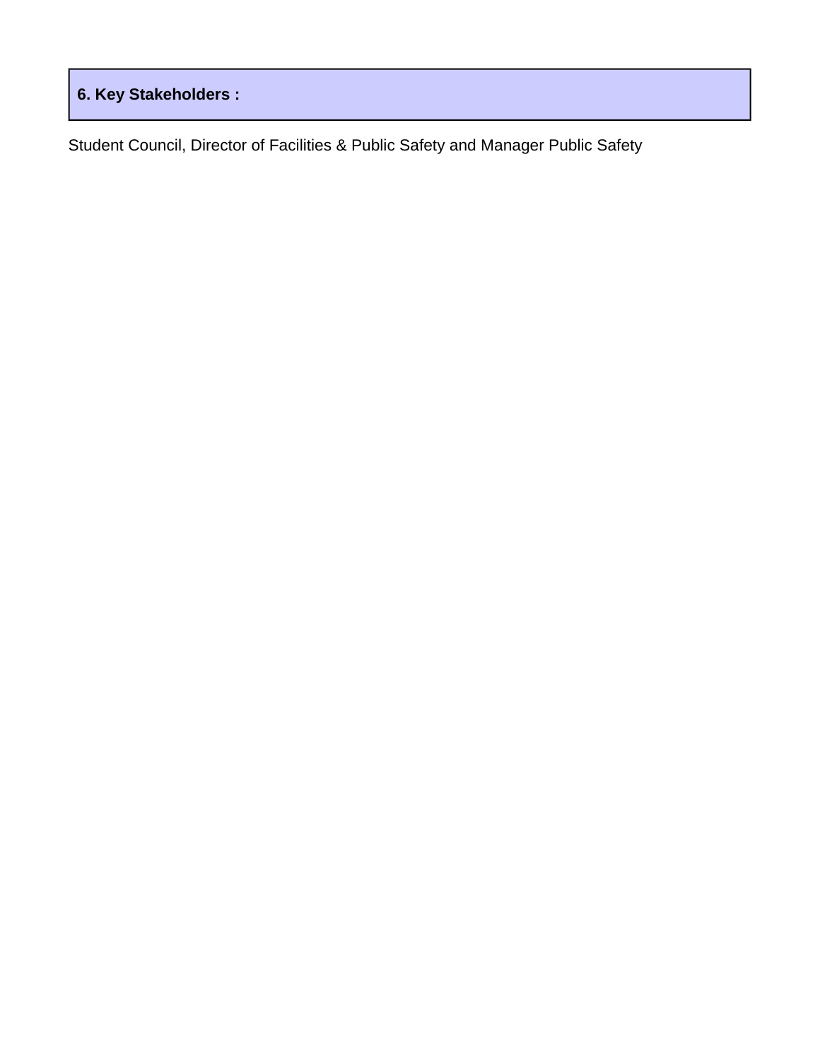## 6. Key Stakeholders :

Student Council, Director of Facilities & Public Safety and Manager Public Safety